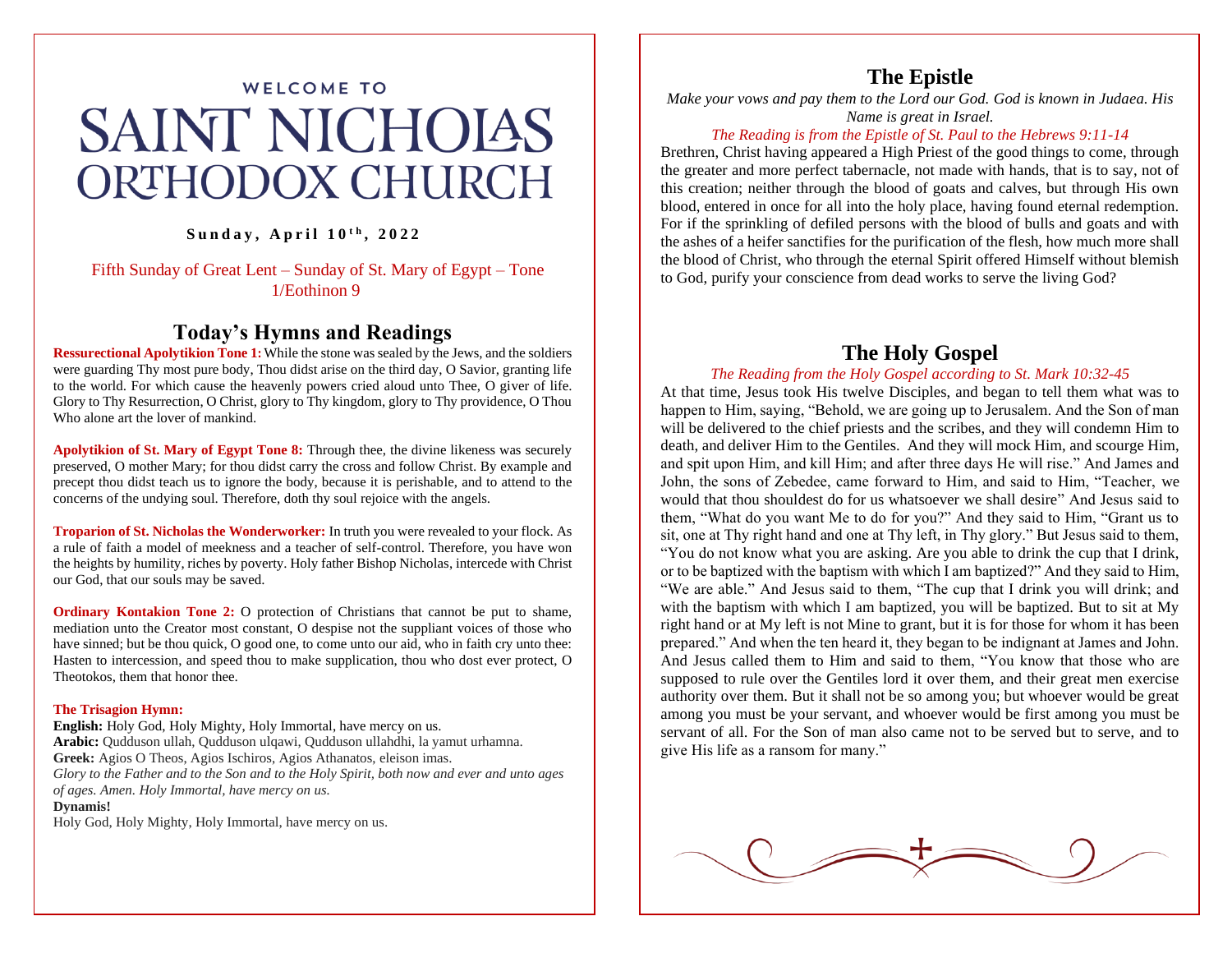WELCOME TO

# SAINT NICHOLAS ORTHODOX CHURCH

**Sunday, April 10th, 2022**

Fifth Sunday of Great Lent – Sunday of St. Mary of Egypt – Tone 1/Eothinon 9

## Today's Hymns and Readings

**Ressurectional Apolytikion Tone 1:** While the stone was sealed by the Jews, and the soldiers were guarding Thy most pure body, Thou didst arise on the third day, O Savior, granting life to the world. For which cause the heavenly powers cried aloud unto Thee, O giver of life. Glory to Thy Resurrection, O Christ, glory to Thy kingdom, glory to Thy providence, O Thou Who alone art the lover of mankind.

**Apolytikion of St. Mary of Egypt Tone 8:** Through thee, the divine likeness was securely preserved, O mother Mary; for thou didst carry the cross and follow Christ. By example and precept thou didst teach us to ignore the body, because it is perishable, and to attend to the concerns of the undying soul. Therefore, doth thy soul rejoice with the angels.

**Troparion of St. Nicholas the Wonderworker:** In truth you were revealed to your flock. As a rule of faith a model of meekness and a teacher of self-control. Therefore, you have won the heights by humility, riches by poverty. Holy father Bishop Nicholas, intercede with Christ our God, that our souls may be saved.

**Ordinary Kontakion Tone 2:** O protection of Christians that cannot be put to shame, mediation unto the Creator most constant, O despise not the suppliant voices of those who have sinned; but be thou quick, O good one, to come unto our aid, who in faith cry unto thee: Hasten to intercession, and speed thou to make supplication, thou who dost ever protect, O Theotokos, them that honor thee.

**The Trisagion Hymn:**

**English:** Holy God, Holy Mighty, Holy Immortal, have mercy on us.
**Arabic:** Qudduson ullah, Qudduson ulqawi, Qudduson ullahdhi, la yamut urhamna.
**Greek:** Agios O Theos, Agios Ischiros, Agios Athanatos, eleison imas.
*Glory to the Father and to the Son and to the Holy Spirit, both now and ever and unto ages of ages. Amen. Holy Immortal, have mercy on us.*
**Dynamis!**
Holy God, Holy Mighty, Holy Immortal, have mercy on us.

## The Epistle

*Make your vows and pay them to the Lord our God. God is known in Judaea. His Name is great in Israel.*

*The Reading is from the Epistle of St. Paul to the Hebrews 9:11-14*

Brethren, Christ having appeared a High Priest of the good things to come, through the greater and more perfect tabernacle, not made with hands, that is to say, not of this creation; neither through the blood of goats and calves, but through His own blood, entered in once for all into the holy place, having found eternal redemption. For if the sprinkling of defiled persons with the blood of bulls and goats and with the ashes of a heifer sanctifies for the purification of the flesh, how much more shall the blood of Christ, who through the eternal Spirit offered Himself without blemish to God, purify your conscience from dead works to serve the living God?

## The Holy Gospel

*The Reading from the Holy Gospel according to St. Mark 10:32-45*

At that time, Jesus took His twelve Disciples, and began to tell them what was to happen to Him, saying, "Behold, we are going up to Jerusalem. And the Son of man will be delivered to the chief priests and the scribes, and they will condemn Him to death, and deliver Him to the Gentiles. And they will mock Him, and scourge Him, and spit upon Him, and kill Him; and after three days He will rise." And James and John, the sons of Zebedee, came forward to Him, and said to Him, "Teacher, we would that thou shouldest do for us whatsoever we shall desire" And Jesus said to them, "What do you want Me to do for you?" And they said to Him, "Grant us to sit, one at Thy right hand and one at Thy left, in Thy glory." But Jesus said to them, "You do not know what you are asking. Are you able to drink the cup that I drink, or to be baptized with the baptism with which I am baptized?" And they said to Him, "We are able." And Jesus said to them, "The cup that I drink you will drink; and with the baptism with which I am baptized, you will be baptized. But to sit at My right hand or at My left is not Mine to grant, but it is for those for whom it has been prepared." And when the ten heard it, they began to be indignant at James and John. And Jesus called them to Him and said to them, "You know that those who are supposed to rule over the Gentiles lord it over them, and their great men exercise authority over them. But it shall not be so among you; but whoever would be great among you must be your servant, and whoever would be first among you must be servant of all. For the Son of man also came not to be served but to serve, and to give His life as a ransom for many."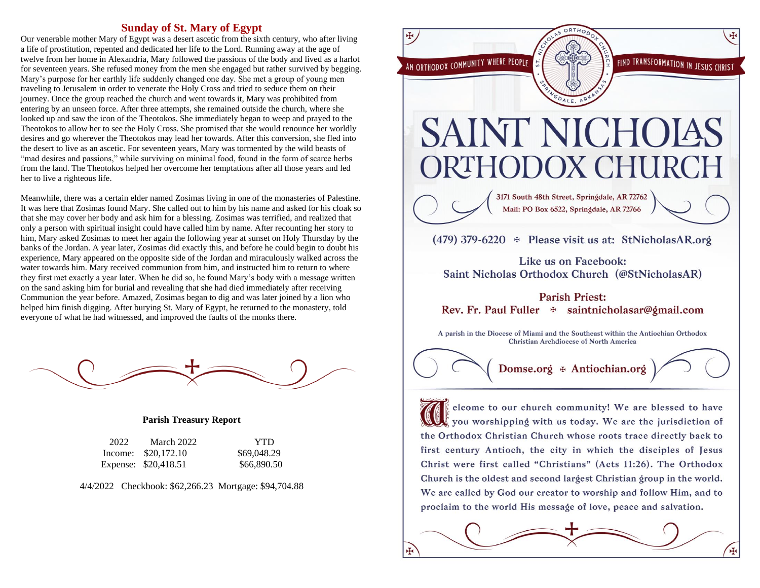## Sunday of St. Mary of Egypt

Our venerable mother Mary of Egypt was a desert ascetic from the sixth century, who after living a life of prostitution, repented and dedicated her life to the Lord. Running away at the age of twelve from her home in Alexandria, Mary followed the passions of the body and lived as a harlot for seventeen years. She refused money from the men she engaged but rather survived by begging. Mary's purpose for her earthly life suddenly changed one day. She met a group of young men traveling to Jerusalem in order to venerate the Holy Cross and tried to seduce them on their journey. Once the group reached the church and went towards it, Mary was prohibited from entering by an unseen force. After three attempts, she remained outside the church, where she looked up and saw the icon of the Theotokos. She immediately began to weep and prayed to the Theotokos to allow her to see the Holy Cross. She promised that she would renounce her worldly desires and go wherever the Theotokos may lead her towards. After this conversion, she fled into the desert to live as an ascetic. For seventeen years, Mary was tormented by the wild beasts of "mad desires and passions," while surviving on minimal food, found in the form of scarce herbs from the land. The Theotokos helped her overcome her temptations after all those years and led her to live a righteous life.

Meanwhile, there was a certain elder named Zosimas living in one of the monasteries of Palestine. It was here that Zosimas found Mary. She called out to him by his name and asked for his cloak so that she may cover her body and ask him for a blessing. Zosimas was terrified, and realized that only a person with spiritual insight could have called him by name. After recounting her story to him, Mary asked Zosimas to meet her again the following year at sunset on Holy Thursday by the banks of the Jordan. A year later, Zosimas did exactly this, and before he could begin to doubt his experience, Mary appeared on the opposite side of the Jordan and miraculously walked across the water towards him. Mary received communion from him, and instructed him to return to where they first met exactly a year later. When he did so, he found Mary's body with a message written on the sand asking him for burial and revealing that she had died immediately after receiving Communion the year before. Amazed, Zosimas began to dig and was later joined by a lion who helped him finish digging. After burying St. Mary of Egypt, he returned to the monastery, told everyone of what he had witnessed, and improved the faults of the monks there.

**Parish Treasury Report**

| 2022 | March 2022 | YTD |
|---|---|---|
| Income: | $20,172.10 | $69,048.29 |
| Expense: | $20,418.51 | $66,890.50 |

4/4/2022 Checkbook: $62,266.23 Mortgage: $94,704.88

AN ORTHODOX COMMUNITY WHERE PEOPLE — ST. NICHOLAS ORTHODOX CHURCH • SPRINGDALE, ARKANSAS • — FIND TRANSFORMATION IN JESUS CHRIST

# SAINT NICHOLAS ORTHODOX CHURCH

3171 South 48th Street, Springdale, AR 72762
Mail: PO Box 6522, Springdale, AR 72766

(479) 379-6220 ✠ Please visit us at: StNicholasAR.org

Like us on Facebook:
Saint Nicholas Orthodox Church (@StNicholasAR)

Parish Priest:
Rev. Fr. Paul Fuller ✠ saintnicholasar@gmail.com

A parish in the Diocese of Miami and the Southeast within the Antiochian Orthodox Christian Archdiocese of North America

Domse.org ✠ Antiochian.org

Welcome to our church community! We are blessed to have you worshipping with us today. We are the jurisdiction of the Orthodox Christian Church whose roots trace directly back to first century Antioch, the city in which the disciples of Jesus Christ were first called "Christians" (Acts 11:26). The Orthodox Church is the oldest and second largest Christian group in the world. We are called by God our creator to worship and follow Him, and to proclaim to the world His message of love, peace and salvation.